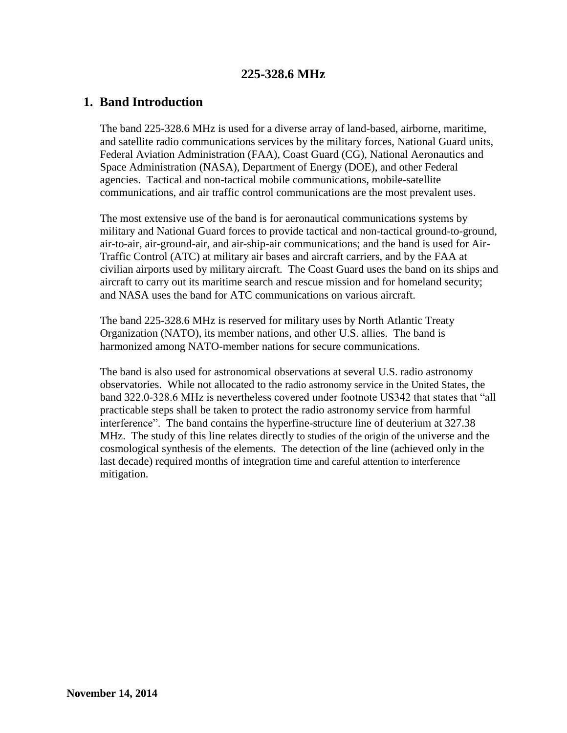# 225-328.6 MHz

## 1. Band Introduction

The band 225-328.6 MHz is used for a diverse array of land-based, airborne, maritime, and satellite radio communications services by the military forces, National Guard units, Federal Aviation Administration (FAA), Coast Guard (CG), National Aeronautics and Space Administration (NASA), Department of Energy (DOE), and other Federal agencies. Tactical and non-tactical mobile communications, mobile-satellite communications, and air traffic control communications are the most prevalent uses.

The most extensive use of the band is for aeronautical communications systems by military and National Guard forces to provide tactical and non-tactical ground-to-ground, air-to-air, air-ground-air, and air-ship-air communications; and the band is used for Air-Traffic Control (ATC) at military air bases and aircraft carriers, and by the FAA at civilian airports used by military aircraft. The Coast Guard uses the band on its ships and aircraft to carry out its maritime search and rescue mission and for homeland security; and NASA uses the band for ATC communications on various aircraft.

The band 225-328.6 MHz is reserved for military uses by North Atlantic Treaty Organization (NATO), its member nations, and other U.S. allies. The band is harmonized among NATO-member nations for secure communications.

The band is also used for astronomical observations at several U.S. radio astronomy observatories. While not allocated to the radio astronomy service in the United States, the band 322.0-328.6 MHz is nevertheless covered under footnote US342 that states that "all practicable steps shall be taken to protect the radio astronomy service from harmful interference". The band contains the hyperfine-structure line of deuterium at 327.38 MHz. The study of this line relates directly to studies of the origin of the universe and the cosmological synthesis of the elements. The detection of the line (achieved only in the last decade) required months of integration time and careful attention to interference mitigation.

**November 14, 2014**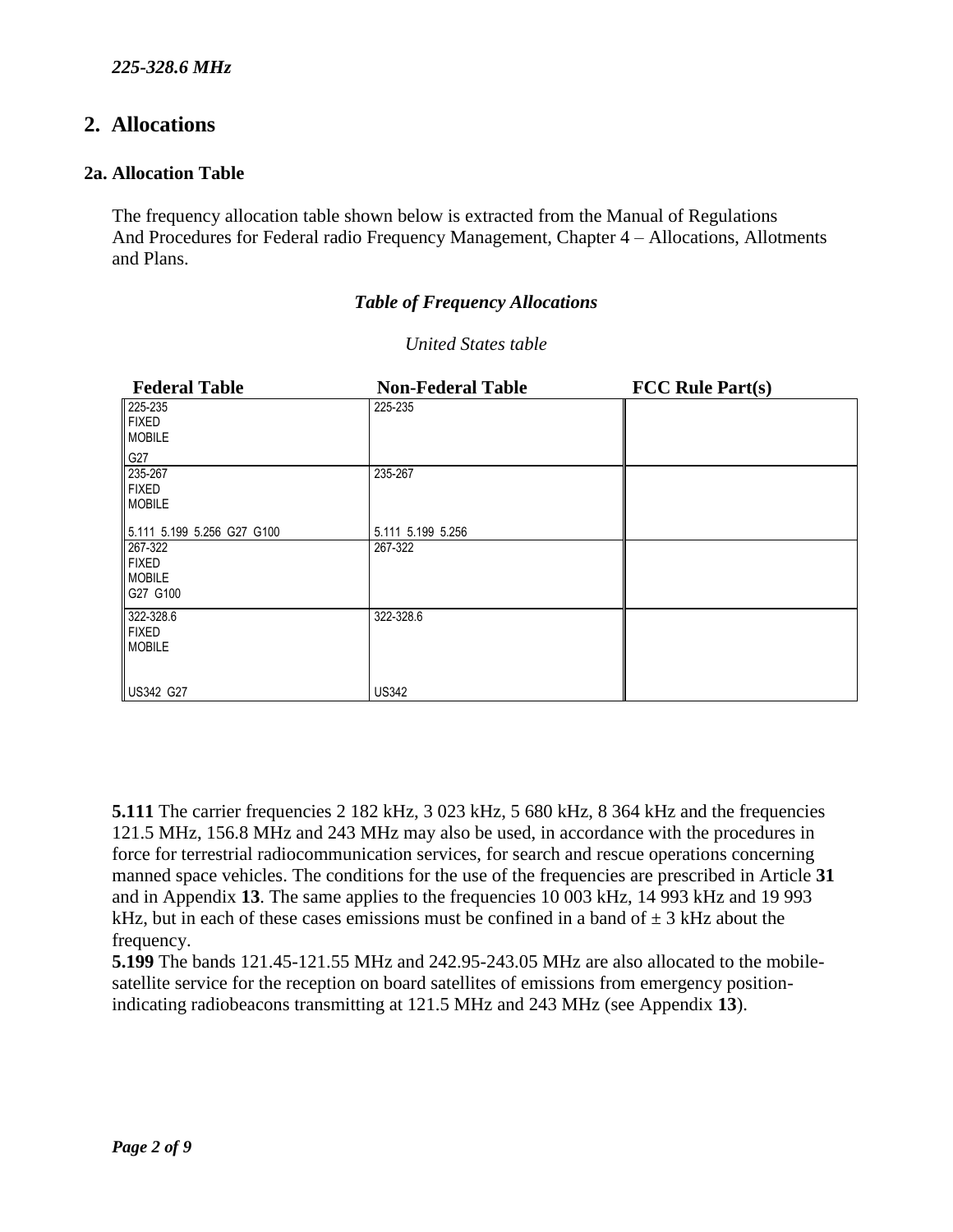*225-328.6 MHz*

## 2. Allocations

### 2a. Allocation Table

The frequency allocation table shown below is extracted from the Manual of Regulations And Procedures for Federal radio Frequency Management, Chapter 4 – Allocations, Allotments and Plans.

***Table of Frequency Allocations***

*United States table*

| Federal Table | Non-Federal Table | FCC Rule Part(s) |
|---|---|---|
| 225-235<br>FIXED<br>MOBILE<br>G27 | 225-235 | |
| 235-267<br>FIXED<br>MOBILE<br>5.111 5.199 5.256 G27 G100 | 235-267<br>5.111 5.199 5.256 | |
| 267-322<br>FIXED<br>MOBILE<br>G27 G100 | 267-322 | |
| 322-328.6<br>FIXED<br>MOBILE<br>US342 G27 | 322-328.6<br>US342 | |

**5.111** The carrier frequencies 2 182 kHz, 3 023 kHz, 5 680 kHz, 8 364 kHz and the frequencies 121.5 MHz, 156.8 MHz and 243 MHz may also be used, in accordance with the procedures in force for terrestrial radiocommunication services, for search and rescue operations concerning manned space vehicles. The conditions for the use of the frequencies are prescribed in Article **31** and in Appendix **13**. The same applies to the frequencies 10 003 kHz, 14 993 kHz and 19 993 kHz, but in each of these cases emissions must be confined in a band of ± 3 kHz about the frequency.

**5.199** The bands 121.45-121.55 MHz and 242.95-243.05 MHz are also allocated to the mobile-satellite service for the reception on board satellites of emissions from emergency position-indicating radiobeacons transmitting at 121.5 MHz and 243 MHz (see Appendix **13**).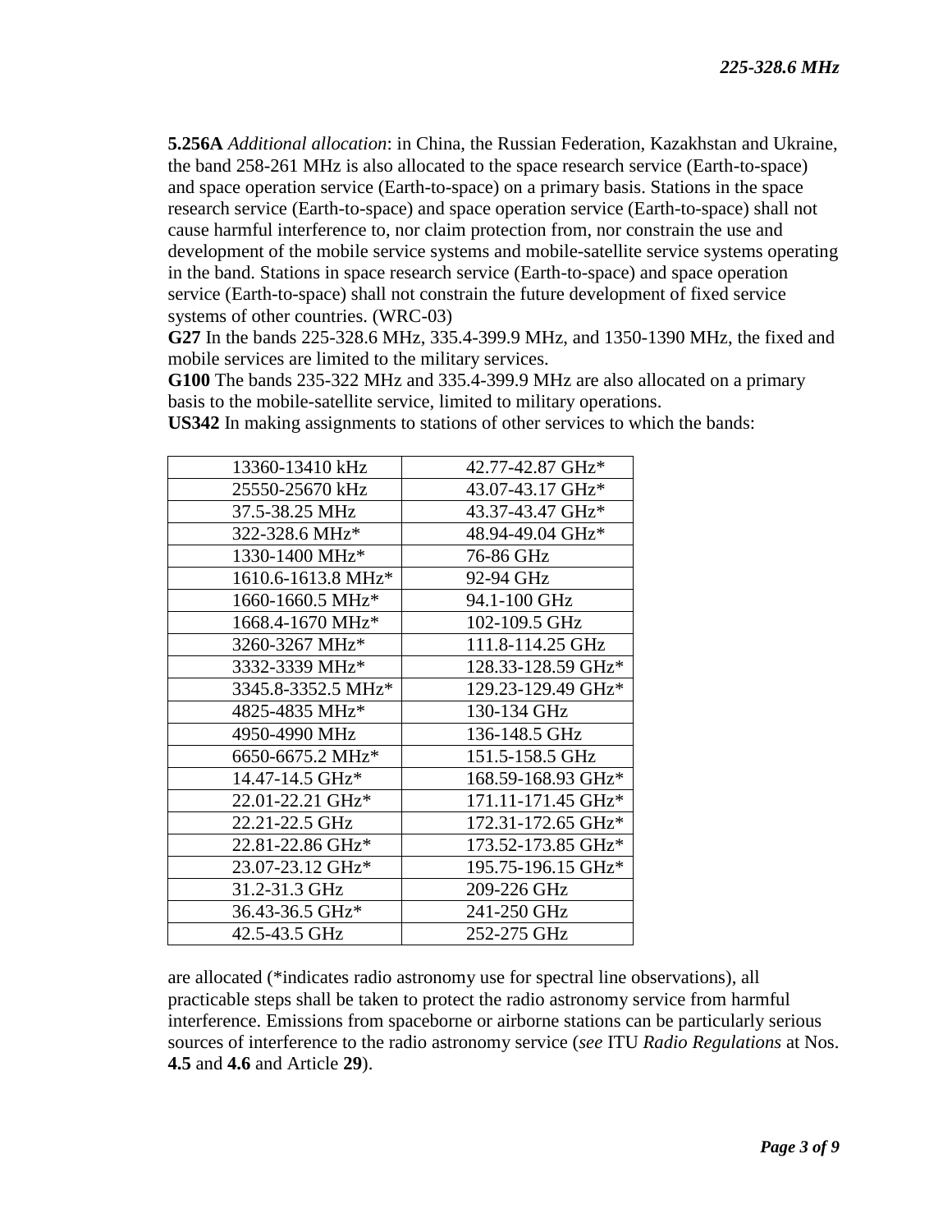**5.256A** *Additional allocation*: in China, the Russian Federation, Kazakhstan and Ukraine, the band 258-261 MHz is also allocated to the space research service (Earth-to-space) and space operation service (Earth-to-space) on a primary basis. Stations in the space research service (Earth-to-space) and space operation service (Earth-to-space) shall not cause harmful interference to, nor claim protection from, nor constrain the use and development of the mobile service systems and mobile-satellite service systems operating in the band. Stations in space research service (Earth-to-space) and space operation service (Earth-to-space) shall not constrain the future development of fixed service systems of other countries. (WRC-03)

**G27** In the bands 225-328.6 MHz, 335.4-399.9 MHz, and 1350-1390 MHz, the fixed and mobile services are limited to the military services.

**G100** The bands 235-322 MHz and 335.4-399.9 MHz are also allocated on a primary basis to the mobile-satellite service, limited to military operations.

**US342** In making assignments to stations of other services to which the bands:

| | |
|---|---|
| 13360-13410 kHz | 42.77-42.87 GHz* |
| 25550-25670 kHz | 43.07-43.17 GHz* |
| 37.5-38.25 MHz | 43.37-43.47 GHz* |
| 322-328.6 MHz* | 48.94-49.04 GHz* |
| 1330-1400 MHz* | 76-86 GHz |
| 1610.6-1613.8 MHz* | 92-94 GHz |
| 1660-1660.5 MHz* | 94.1-100 GHz |
| 1668.4-1670 MHz* | 102-109.5 GHz |
| 3260-3267 MHz* | 111.8-114.25 GHz |
| 3332-3339 MHz* | 128.33-128.59 GHz* |
| 3345.8-3352.5 MHz* | 129.23-129.49 GHz* |
| 4825-4835 MHz* | 130-134 GHz |
| 4950-4990 MHz | 136-148.5 GHz |
| 6650-6675.2 MHz* | 151.5-158.5 GHz |
| 14.47-14.5 GHz* | 168.59-168.93 GHz* |
| 22.01-22.21 GHz* | 171.11-171.45 GHz* |
| 22.21-22.5 GHz | 172.31-172.65 GHz* |
| 22.81-22.86 GHz* | 173.52-173.85 GHz* |
| 23.07-23.12 GHz* | 195.75-196.15 GHz* |
| 31.2-31.3 GHz | 209-226 GHz |
| 36.43-36.5 GHz* | 241-250 GHz |
| 42.5-43.5 GHz | 252-275 GHz |

are allocated (*indicates radio astronomy use for spectral line observations), all practicable steps shall be taken to protect the radio astronomy service from harmful interference. Emissions from spaceborne or airborne stations can be particularly serious sources of interference to the radio astronomy service (*see* ITU *Radio Regulations* at Nos. **4.5** and **4.6** and Article **29**).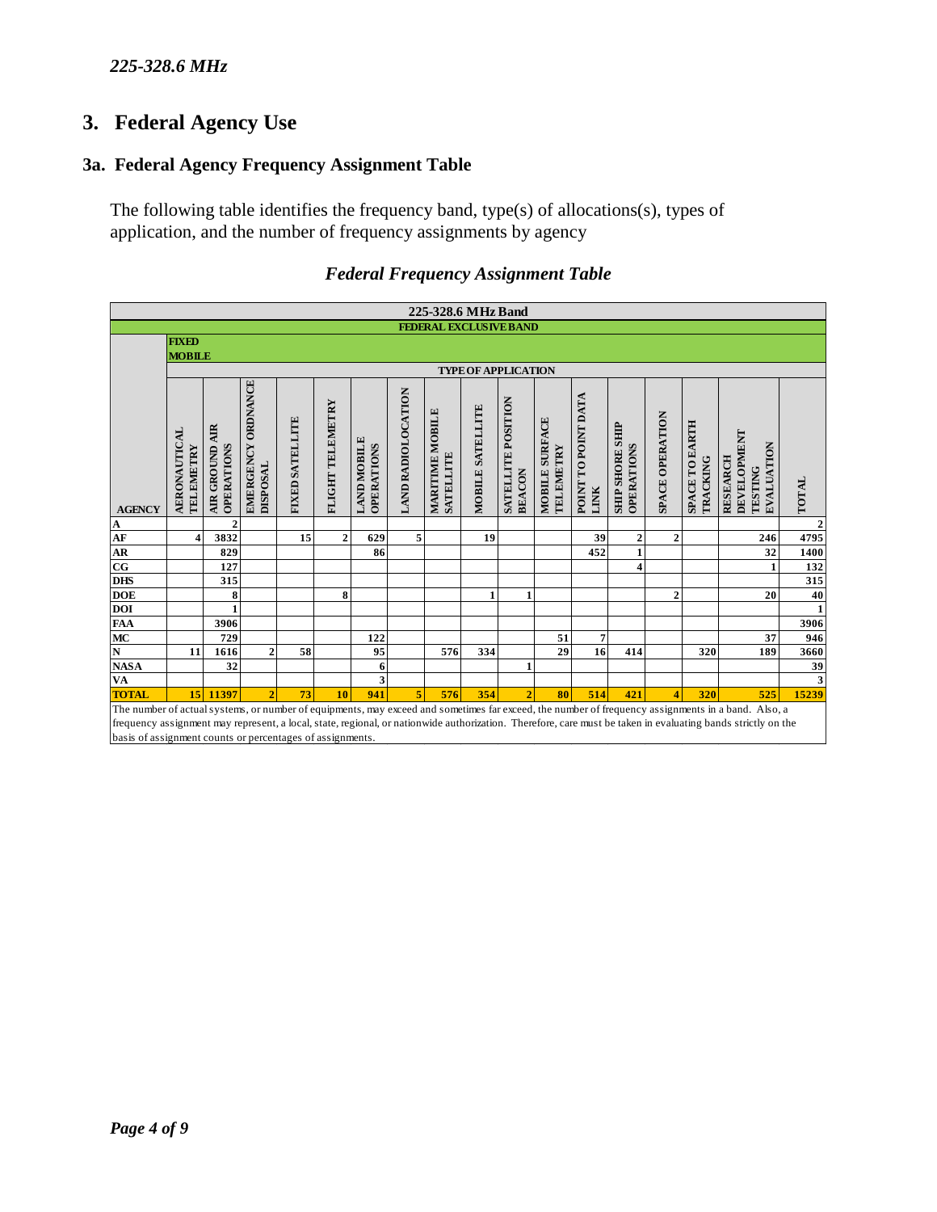*225-328.6 MHz*

## 3. Federal Agency Use

### 3a. Federal Agency Frequency Assignment Table

The following table identifies the frequency band, type(s) of allocations(s), types of application, and the number of frequency assignments by agency

*Federal Frequency Assignment Table*

| 225-328.6 MHz Band | | | | | | | | | | | | | | | | | |
|---|---|---|---|---|---|---|---|---|---|---|---|---|---|---|---|---|---|
| FEDERAL EXCLUSIVE BAND | | | | | | | | | | | | | | | | | |
| | FIXED<br>MOBILE | | | | | | | | | | | | | | | | |
| | TYPE OF APPLICATION | | | | | | | | | | | | | | | | |
| AGENCY | AERONAUTICAL TELEMETRY | AIR GROUND AIR OPERATIONS | EMERGENCY ORDNANCE DISPOSAL | FIXED SATELLITE | FLIGHT TELEMETRY | LAND MOBILE OPERATIONS | LAND RADIOLOCATION | MARITIME MOBILE SATELLITE | MOBILE SATELLITE | SATELLITE POSITION BEACON | MOBILE SURFACE TELEMETRY | POINT TO POINT DATA LINK | SHIP SHORE SHIP OPERATIONS | SPACE OPERATION | SPACE TO EARTH TRACKING | RESEARCH DEVELOPMENT TESTING EVALUATION | TOTAL |
| A | | 2 | | | | | | | | | | | | | | | 2 |
| AF | 4 | 3832 | | 15 | 2 | 629 | 5 | | 19 | | | 39 | 2 | 2 | | 246 | 4795 |
| AR | | 829 | | | | 86 | | | | | | 452 | 1 | | | 32 | 1400 |
| CG | | 127 | | | | | | | | | | | 4 | | | 1 | 132 |
| DHS | | 315 | | | | | | | | | | | | | | | 315 |
| DOE | | 8 | | | 8 | | | | 1 | 1 | | | | 2 | | 20 | 40 |
| DOI | | 1 | | | | | | | | | | | | | | | 1 |
| FAA | | 3906 | | | | | | | | | | | | | | | 3906 |
| MC | | 729 | | | | 122 | | | | | 51 | 7 | | | | 37 | 946 |
| N | 11 | 1616 | 2 | 58 | | 95 | | 576 | 334 | | 29 | 16 | 414 | | 320 | 189 | 3660 |
| NASA | | 32 | | | | 6 | | | | 1 | | | | | | | 39 |
| VA | | | | | | 3 | | | | | | | | | | | 3 |
| TOTAL | 15 | 11397 | 2 | 73 | 10 | 941 | 5 | 576 | 354 | 2 | 80 | 514 | 421 | 4 | 320 | 525 | 15239 |

The number of actual systems, or number of equipments, may exceed and sometimes far exceed, the number of frequency assignments in a band. Also, a frequency assignment may represent, a local, state, regional, or nationwide authorization. Therefore, care must be taken in evaluating bands strictly on the basis of assignment counts or percentages of assignments.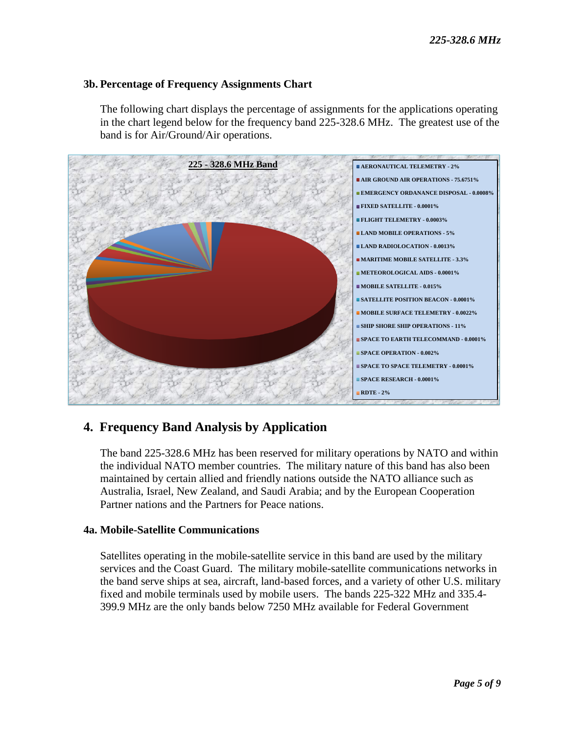### 3b. Percentage of Frequency Assignments Chart

The following chart displays the percentage of assignments for the applications operating in the chart legend below for the frequency band 225-328.6 MHz. The greatest use of the band is for Air/Ground/Air operations.

**225 - 328.6 MHz Band**

- AERONAUTICAL TELEMETRY - 2%
- AIR GROUND AIR OPERATIONS - 75.6751%
- EMERGENCY ORDANANCE DISPOSAL - 0.0008%
- FIXED SATELLITE - 0.0001%
- FLIGHT TELEMETRY - 0.0003%
- LAND MOBILE OPERATIONS - 5%
- LAND RADIOLOCATION - 0.0013%
- MARITIME MOBILE SATELLITE - 3.3%
- METEOROLOGICAL AIDS - 0.0001%
- MOBILE SATELLITE - 0.015%
- SATELLITE POSITION BEACON - 0.0001%
- MOBILE SURFACE TELEMETRY - 0.0022%
- SHIP SHORE SHIP OPERATIONS - 11%
- SPACE TO EARTH TELECOMMAND - 0.0001%
- SPACE OPERATION - 0.002%
- SPACE TO SPACE TELEMETRY - 0.0001%
- SPACE RESEARCH - 0.0001%
- RDTE - 2%

## 4. Frequency Band Analysis by Application

The band 225-328.6 MHz has been reserved for military operations by NATO and within the individual NATO member countries. The military nature of this band has also been maintained by certain allied and friendly nations outside the NATO alliance such as Australia, Israel, New Zealand, and Saudi Arabia; and by the European Cooperation Partner nations and the Partners for Peace nations.

### 4a. Mobile-Satellite Communications

Satellites operating in the mobile-satellite service in this band are used by the military services and the Coast Guard. The military mobile-satellite communications networks in the band serve ships at sea, aircraft, land-based forces, and a variety of other U.S. military fixed and mobile terminals used by mobile users. The bands 225-322 MHz and 335.4-399.9 MHz are the only bands below 7250 MHz available for Federal Government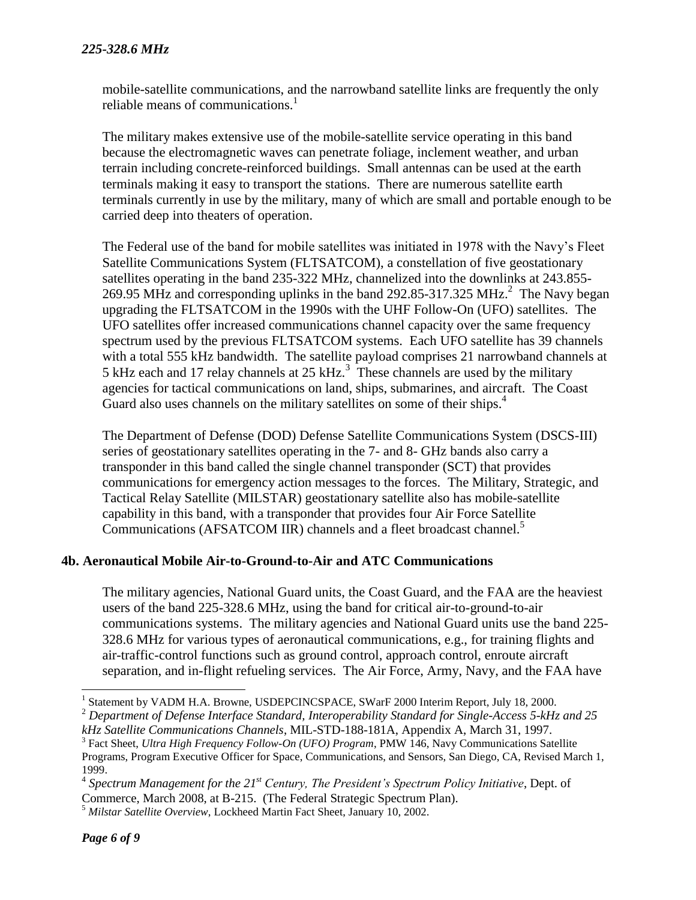mobile-satellite communications, and the narrowband satellite links are frequently the only reliable means of communications.[1]

The military makes extensive use of the mobile-satellite service operating in this band because the electromagnetic waves can penetrate foliage, inclement weather, and urban terrain including concrete-reinforced buildings. Small antennas can be used at the earth terminals making it easy to transport the stations. There are numerous satellite earth terminals currently in use by the military, many of which are small and portable enough to be carried deep into theaters of operation.

The Federal use of the band for mobile satellites was initiated in 1978 with the Navy's Fleet Satellite Communications System (FLTSATCOM), a constellation of five geostationary satellites operating in the band 235-322 MHz, channelized into the downlinks at 243.855-269.95 MHz and corresponding uplinks in the band 292.85-317.325 MHz.[2] The Navy began upgrading the FLTSATCOM in the 1990s with the UHF Follow-On (UFO) satellites. The UFO satellites offer increased communications channel capacity over the same frequency spectrum used by the previous FLTSATCOM systems. Each UFO satellite has 39 channels with a total 555 kHz bandwidth. The satellite payload comprises 21 narrowband channels at 5 kHz each and 17 relay channels at 25 kHz.[3] These channels are used by the military agencies for tactical communications on land, ships, submarines, and aircraft. The Coast Guard also uses channels on the military satellites on some of their ships.[4]

The Department of Defense (DOD) Defense Satellite Communications System (DSCS-III) series of geostationary satellites operating in the 7- and 8- GHz bands also carry a transponder in this band called the single channel transponder (SCT) that provides communications for emergency action messages to the forces. The Military, Strategic, and Tactical Relay Satellite (MILSTAR) geostationary satellite also has mobile-satellite capability in this band, with a transponder that provides four Air Force Satellite Communications (AFSATCOM IIR) channels and a fleet broadcast channel.[5]

### 4b. Aeronautical Mobile Air-to-Ground-to-Air and ATC Communications

The military agencies, National Guard units, the Coast Guard, and the FAA are the heaviest users of the band 225-328.6 MHz, using the band for critical air-to-ground-to-air communications systems. The military agencies and National Guard units use the band 225-328.6 MHz for various types of aeronautical communications, e.g., for training flights and air-traffic-control functions such as ground control, approach control, enroute aircraft separation, and in-flight refueling services. The Air Force, Army, Navy, and the FAA have

---

[1] Statement by VADM H.A. Browne, USDEPCINCSPACE, SWarF 2000 Interim Report, July 18, 2000.

[2] *Department of Defense Interface Standard, Interoperability Standard for Single-Access 5-kHz and 25 kHz Satellite Communications Channels*, MIL-STD-188-181A, Appendix A, March 31, 1997.

[3] Fact Sheet, *Ultra High Frequency Follow-On (UFO) Program*, PMW 146, Navy Communications Satellite Programs, Program Executive Officer for Space, Communications, and Sensors, San Diego, CA, Revised March 1, 1999.

[4] *Spectrum Management for the 21st Century, The President's Spectrum Policy Initiative*, Dept. of Commerce, March 2008, at B-215. (The Federal Strategic Spectrum Plan).

[5] *Milstar Satellite Overview*, Lockheed Martin Fact Sheet, January 10, 2002.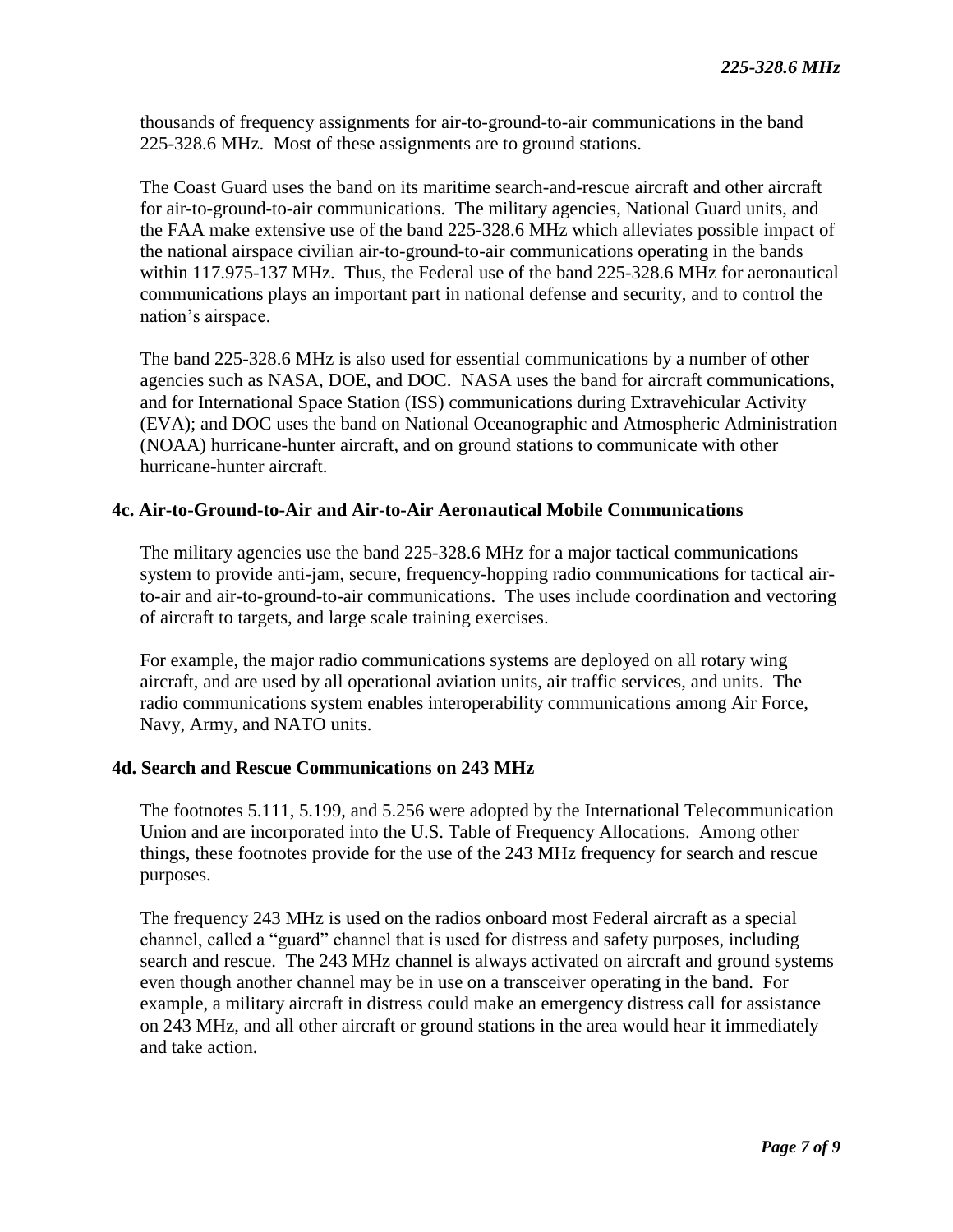thousands of frequency assignments for air-to-ground-to-air communications in the band 225-328.6 MHz. Most of these assignments are to ground stations.

The Coast Guard uses the band on its maritime search-and-rescue aircraft and other aircraft for air-to-ground-to-air communications. The military agencies, National Guard units, and the FAA make extensive use of the band 225-328.6 MHz which alleviates possible impact of the national airspace civilian air-to-ground-to-air communications operating in the bands within 117.975-137 MHz. Thus, the Federal use of the band 225-328.6 MHz for aeronautical communications plays an important part in national defense and security, and to control the nation's airspace.

The band 225-328.6 MHz is also used for essential communications by a number of other agencies such as NASA, DOE, and DOC. NASA uses the band for aircraft communications, and for International Space Station (ISS) communications during Extravehicular Activity (EVA); and DOC uses the band on National Oceanographic and Atmospheric Administration (NOAA) hurricane-hunter aircraft, and on ground stations to communicate with other hurricane-hunter aircraft.

### 4c. Air-to-Ground-to-Air and Air-to-Air Aeronautical Mobile Communications

The military agencies use the band 225-328.6 MHz for a major tactical communications system to provide anti-jam, secure, frequency-hopping radio communications for tactical air-to-air and air-to-ground-to-air communications. The uses include coordination and vectoring of aircraft to targets, and large scale training exercises.

For example, the major radio communications systems are deployed on all rotary wing aircraft, and are used by all operational aviation units, air traffic services, and units. The radio communications system enables interoperability communications among Air Force, Navy, Army, and NATO units.

### 4d. Search and Rescue Communications on 243 MHz

The footnotes 5.111, 5.199, and 5.256 were adopted by the International Telecommunication Union and are incorporated into the U.S. Table of Frequency Allocations. Among other things, these footnotes provide for the use of the 243 MHz frequency for search and rescue purposes.

The frequency 243 MHz is used on the radios onboard most Federal aircraft as a special channel, called a "guard" channel that is used for distress and safety purposes, including search and rescue. The 243 MHz channel is always activated on aircraft and ground systems even though another channel may be in use on a transceiver operating in the band. For example, a military aircraft in distress could make an emergency distress call for assistance on 243 MHz, and all other aircraft or ground stations in the area would hear it immediately and take action.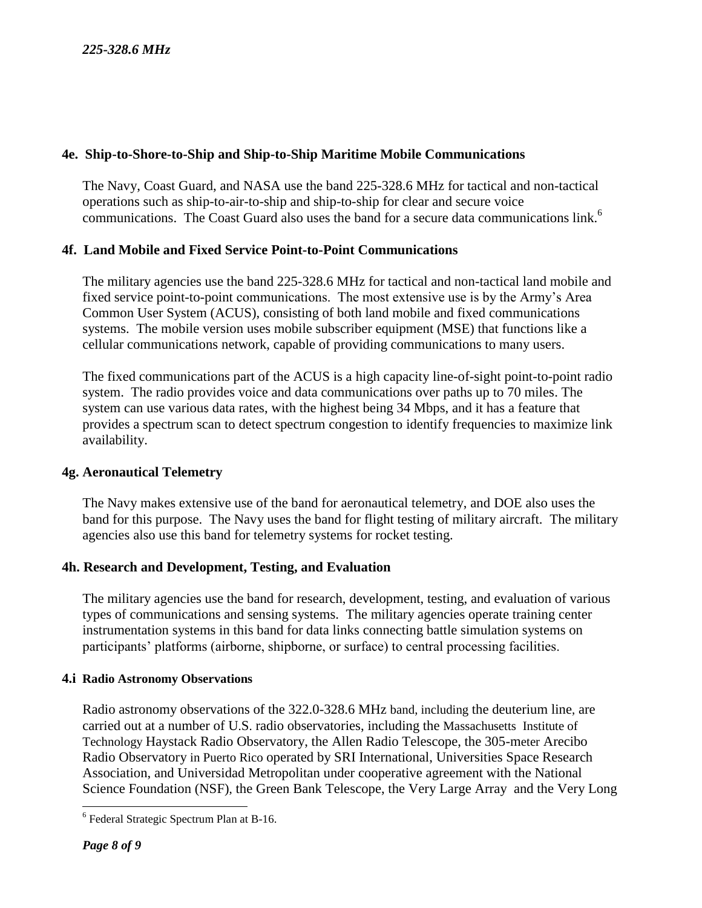#### 4e. Ship-to-Shore-to-Ship and Ship-to-Ship Maritime Mobile Communications

The Navy, Coast Guard, and NASA use the band 225-328.6 MHz for tactical and non-tactical operations such as ship-to-air-to-ship and ship-to-ship for clear and secure voice communications. The Coast Guard also uses the band for a secure data communications link.[6]

#### 4f. Land Mobile and Fixed Service Point-to-Point Communications

The military agencies use the band 225-328.6 MHz for tactical and non-tactical land mobile and fixed service point-to-point communications. The most extensive use is by the Army's Area Common User System (ACUS), consisting of both land mobile and fixed communications systems. The mobile version uses mobile subscriber equipment (MSE) that functions like a cellular communications network, capable of providing communications to many users.

The fixed communications part of the ACUS is a high capacity line-of-sight point-to-point radio system. The radio provides voice and data communications over paths up to 70 miles. The system can use various data rates, with the highest being 34 Mbps, and it has a feature that provides a spectrum scan to detect spectrum congestion to identify frequencies to maximize link availability.

#### 4g. Aeronautical Telemetry

The Navy makes extensive use of the band for aeronautical telemetry, and DOE also uses the band for this purpose. The Navy uses the band for flight testing of military aircraft. The military agencies also use this band for telemetry systems for rocket testing.

#### 4h. Research and Development, Testing, and Evaluation

The military agencies use the band for research, development, testing, and evaluation of various types of communications and sensing systems. The military agencies operate training center instrumentation systems in this band for data links connecting battle simulation systems on participants' platforms (airborne, shipborne, or surface) to central processing facilities.

#### 4.i Radio Astronomy Observations

Radio astronomy observations of the 322.0-328.6 MHz band, including the deuterium line, are carried out at a number of U.S. radio observatories, including the Massachusetts Institute of Technology Haystack Radio Observatory, the Allen Radio Telescope, the 305-meter Arecibo Radio Observatory in Puerto Rico operated by SRI International, Universities Space Research Association, and Universidad Metropolitan under cooperative agreement with the National Science Foundation (NSF), the Green Bank Telescope, the Very Large Array and the Very Long

---

[6] Federal Strategic Spectrum Plan at B-16.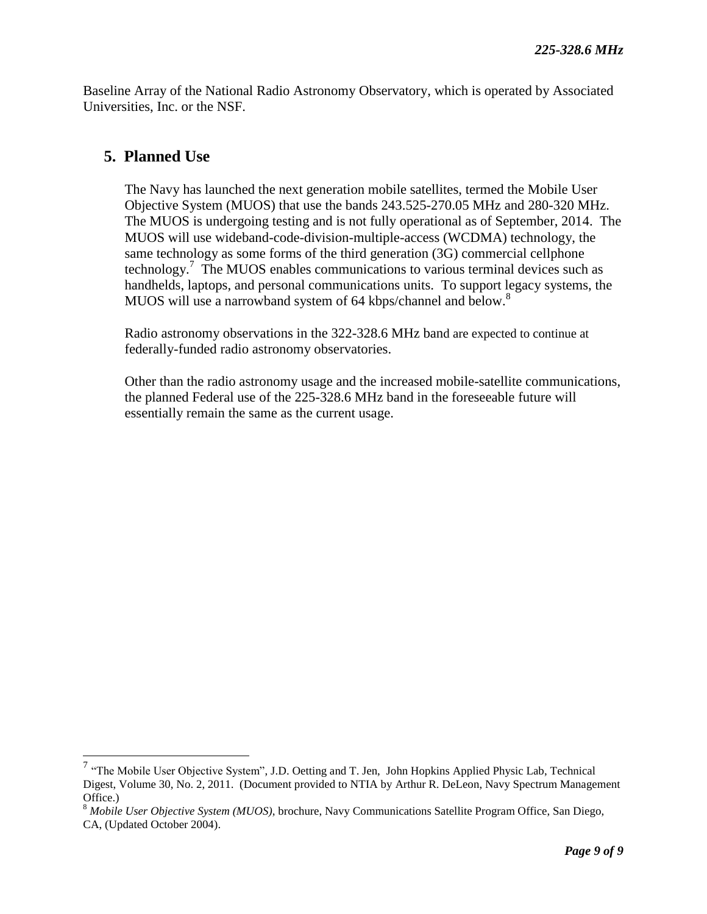Baseline Array of the National Radio Astronomy Observatory, which is operated by Associated Universities, Inc. or the NSF.

## 5. Planned Use

The Navy has launched the next generation mobile satellites, termed the Mobile User Objective System (MUOS) that use the bands 243.525-270.05 MHz and 280-320 MHz. The MUOS is undergoing testing and is not fully operational as of September, 2014. The MUOS will use wideband-code-division-multiple-access (WCDMA) technology, the same technology as some forms of the third generation (3G) commercial cellphone technology.[7] The MUOS enables communications to various terminal devices such as handhelds, laptops, and personal communications units. To support legacy systems, the MUOS will use a narrowband system of 64 kbps/channel and below.[8]

Radio astronomy observations in the 322-328.6 MHz band are expected to continue at federally-funded radio astronomy observatories.

Other than the radio astronomy usage and the increased mobile-satellite communications, the planned Federal use of the 225-328.6 MHz band in the foreseeable future will essentially remain the same as the current usage.

---

[7] "The Mobile User Objective System", J.D. Oetting and T. Jen, John Hopkins Applied Physic Lab, Technical Digest, Volume 30, No. 2, 2011. (Document provided to NTIA by Arthur R. DeLeon, Navy Spectrum Management Office.)

[8] *Mobile User Objective System (MUOS)*, brochure, Navy Communications Satellite Program Office, San Diego, CA, (Updated October 2004).